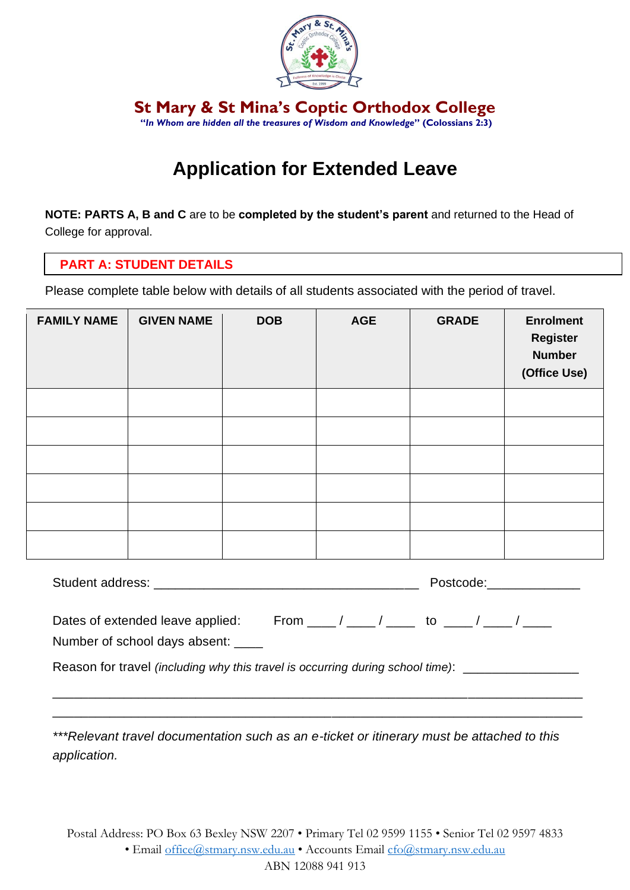# St Mary & St Mina's Coptic Orthodox College

***"In Whom are hidden all the treasures of Wisdom and Knowledge"* (Colossians 2:3)**

# Application for Extended Leave

**NOTE: PARTS A, B and C** are to be **completed by the student's parent** and returned to the Head of College for approval.

## PART A: STUDENT DETAILS

Please complete table below with details of all students associated with the period of travel.

| FAMILY NAME | GIVEN NAME | DOB | AGE | GRADE | Enrolment Register Number (Office Use) |
|---|---|---|---|---|---|
| | | | | | |
| | | | | | |
| | | | | | |
| | | | | | |
| | | | | | |
| | | | | | |

Student address: ______________________________________ Postcode:_____________

Dates of extended leave applied: From ____ / ____ / ____ to ____ / ____ / ____

Number of school days absent: ____

Reason for travel *(including why this travel is occurring during school time)*: ________________

_____________________________________________________________________________

_____________________________________________________________________________

****Relevant travel documentation such as an e-ticket or itinerary must be attached to this application.*

Postal Address: PO Box 63 Bexley NSW 2207 • Primary Tel 02 9599 1155 • Senior Tel 02 9597 4833
• Email office@stmary.nsw.edu.au • Accounts Email cfo@stmary.nsw.edu.au
ABN 12088 941 913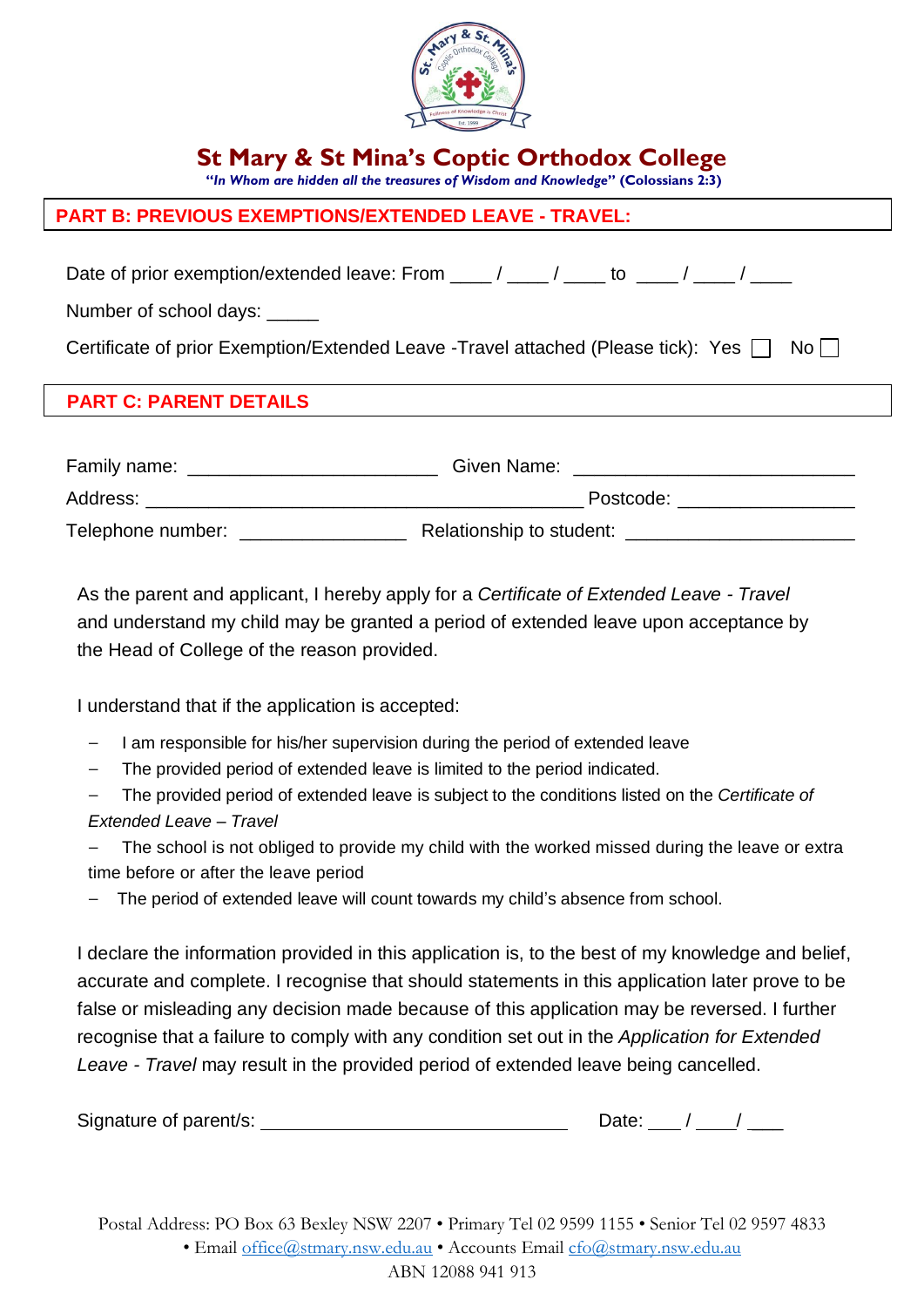# St Mary & St Mina's Coptic Orthodox College

***"In Whom are hidden all the treasures of Wisdom and Knowledge"* (Colossians 2:3)**

## PART B: PREVIOUS EXEMPTIONS/EXTENDED LEAVE - TRAVEL:

Date of prior exemption/extended leave: From ____ / ____ / ____ to ____ / ____ / ____

Number of school days: _____

Certificate of prior Exemption/Extended Leave -Travel attached (Please tick): Yes ☐ No ☐

## PART C: PARENT DETAILS

Family name: _______________________ Given Name: ___________________________

Address: __________________________________________ Postcode: _________________

Telephone number: ________________ Relationship to student: ______________________

As the parent and applicant, I hereby apply for a *Certificate of Extended Leave - Travel* and understand my child may be granted a period of extended leave upon acceptance by the Head of College of the reason provided.

I understand that if the application is accepted:

- I am responsible for his/her supervision during the period of extended leave
- The provided period of extended leave is limited to the period indicated.
- The provided period of extended leave is subject to the conditions listed on the *Certificate of Extended Leave – Travel*
- The school is not obliged to provide my child with the worked missed during the leave or extra time before or after the leave period
- The period of extended leave will count towards my child's absence from school.

I declare the information provided in this application is, to the best of my knowledge and belief, accurate and complete. I recognise that should statements in this application later prove to be false or misleading any decision made because of this application may be reversed. I further recognise that a failure to comply with any condition set out in the *Application for Extended Leave - Travel* may result in the provided period of extended leave being cancelled.

Signature of parent/s: ______________________________ Date: ___ / ___ / ___

Postal Address: PO Box 63 Bexley NSW 2207 • Primary Tel 02 9599 1155 • Senior Tel 02 9597 4833 • Email office@stmary.nsw.edu.au • Accounts Email cfo@stmary.nsw.edu.au

ABN 12088 941 913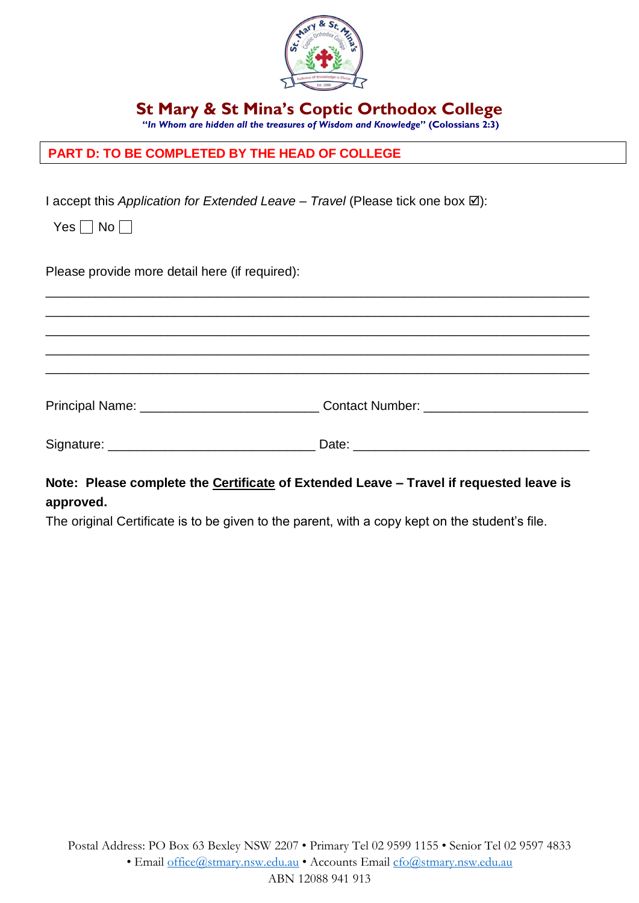# St Mary & St Mina's Coptic Orthodox College

***"In Whom are hidden all the treasures of Wisdom and Knowledge"* (Colossians 2:3)**

## PART D: TO BE COMPLETED BY THE HEAD OF COLLEGE

I accept this *Application for Extended Leave – Travel* (Please tick one box ☑):

Yes ☐ No ☐

Please provide more detail here (if required):

___________________________________________________________________________

___________________________________________________________________________

___________________________________________________________________________

___________________________________________________________________________

___________________________________________________________________________

Principal Name: _________________________ Contact Number: _______________________

Signature: _____________________________ Date: _________________________________

**Note: Please complete the <u>Certificate</u> of Extended Leave – Travel if requested leave is approved.**

The original Certificate is to be given to the parent, with a copy kept on the student's file.

Postal Address: PO Box 63 Bexley NSW 2207 • Primary Tel 02 9599 1155 • Senior Tel 02 9597 4833
• Email office@stmary.nsw.edu.au • Accounts Email cfo@stmary.nsw.edu.au
ABN 12088 941 913